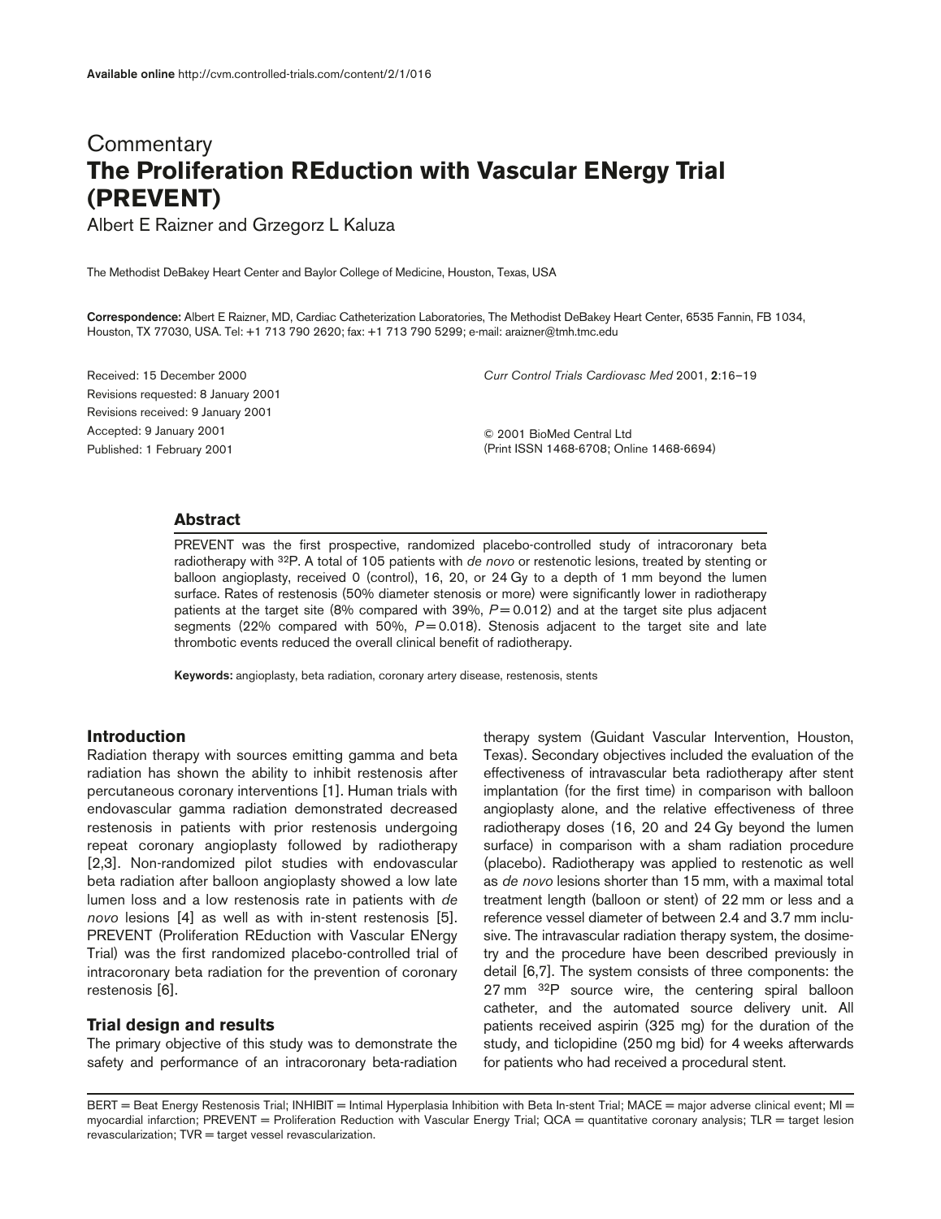Available online http://cvm.controlled-trials.com/content/2/1/016

Commentary

# The Proliferation REduction with Vascular ENergy Trial (PREVENT)

Albert E Raizner and Grzegorz L Kaluza

The Methodist DeBakey Heart Center and Baylor College of Medicine, Houston, Texas, USA

**Correspondence:** Albert E Raizner, MD, Cardiac Catheterization Laboratories, The Methodist DeBakey Heart Center, 6535 Fannin, FB 1034, Houston, TX 77030, USA. Tel: +1 713 790 2620; fax: +1 713 790 5299; e-mail: araizner@tmh.tmc.edu

Received: 15 December 2000
Revisions requested: 8 January 2001
Revisions received: 9 January 2001
Accepted: 9 January 2001
Published: 1 February 2001

*Curr Control Trials Cardiovasc Med* 2001, **2**:16–19

© 2001 BioMed Central Ltd
(Print ISSN 1468-6708; Online 1468-6694)

## Abstract

PREVENT was the first prospective, randomized placebo-controlled study of intracoronary beta radiotherapy with $^{32}P$. A total of 105 patients with *de novo* or restenotic lesions, treated by stenting or balloon angioplasty, received 0 (control), 16, 20, or 24 Gy to a depth of 1 mm beyond the lumen surface. Rates of restenosis (50% diameter stenosis or more) were significantly lower in radiotherapy patients at the target site (8% compared with 39%, $P = 0.012$) and at the target site plus adjacent segments (22% compared with 50%, $P = 0.018$). Stenosis adjacent to the target site and late thrombotic events reduced the overall clinical benefit of radiotherapy.

**Keywords:** angioplasty, beta radiation, coronary artery disease, restenosis, stents

## Introduction

Radiation therapy with sources emitting gamma and beta radiation has shown the ability to inhibit restenosis after percutaneous coronary interventions [1]. Human trials with endovascular gamma radiation demonstrated decreased restenosis in patients with prior restenosis undergoing repeat coronary angioplasty followed by radiotherapy [2,3]. Non-randomized pilot studies with endovascular beta radiation after balloon angioplasty showed a low late lumen loss and a low restenosis rate in patients with *de novo* lesions [4] as well as with in-stent restenosis [5]. PREVENT (Proliferation REduction with Vascular ENergy Trial) was the first randomized placebo-controlled trial of intracoronary beta radiation for the prevention of coronary restenosis [6].

## Trial design and results

The primary objective of this study was to demonstrate the safety and performance of an intracoronary beta-radiation therapy system (Guidant Vascular Intervention, Houston, Texas). Secondary objectives included the evaluation of the effectiveness of intravascular beta radiotherapy after stent implantation (for the first time) in comparison with balloon angioplasty alone, and the relative effectiveness of three radiotherapy doses (16, 20 and 24 Gy beyond the lumen surface) in comparison with a sham radiation procedure (placebo). Radiotherapy was applied to restenotic as well as *de novo* lesions shorter than 15 mm, with a maximal total treatment length (balloon or stent) of 22 mm or less and a reference vessel diameter of between 2.4 and 3.7 mm inclusive. The intravascular radiation therapy system, the dosimetry and the procedure have been described previously in detail [6,7]. The system consists of three components: the 27 mm $^{32}P$ source wire, the centering spiral balloon catheter, and the automated source delivery unit. All patients received aspirin (325 mg) for the duration of the study, and ticlopidine (250 mg bid) for 4 weeks afterwards for patients who had received a procedural stent.

BERT = Beat Energy Restenosis Trial; INHIBIT = Intimal Hyperplasia Inhibition with Beta In-stent Trial; MACE = major adverse clinical event; MI = myocardial infarction; PREVENT = Proliferation Reduction with Vascular Energy Trial; QCA = quantitative coronary analysis; TLR = target lesion revascularization; TVR = target vessel revascularization.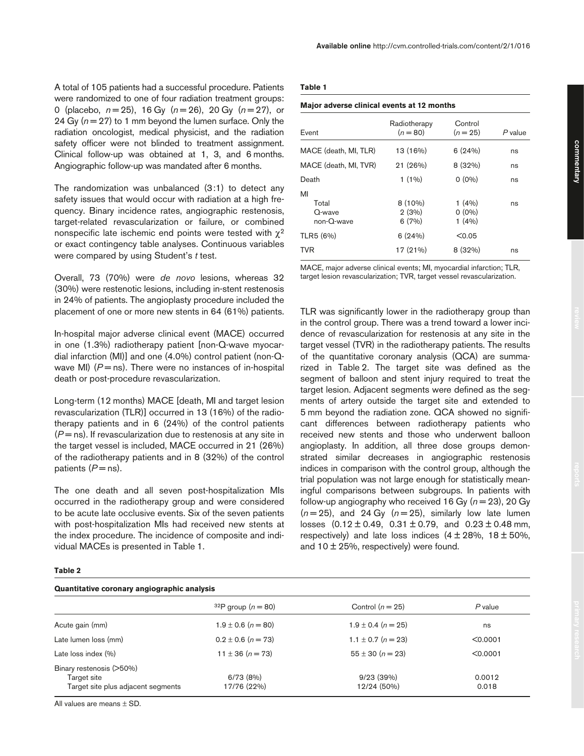A total of 105 patients had a successful procedure. Patients were randomized to one of four radiation treatment groups: 0 (placebo, $n = 25$), 16 Gy ($n = 26$), 20 Gy ($n = 27$), or 24 Gy ($n = 27$) to 1 mm beyond the lumen surface. Only the radiation oncologist, medical physicist, and the radiation safety officer were not blinded to treatment assignment. Clinical follow-up was obtained at 1, 3, and 6 months. Angiographic follow-up was mandated after 6 months.

The randomization was unbalanced (3:1) to detect any safety issues that would occur with radiation at a high frequency. Binary incidence rates, angiographic restenosis, target-related revascularization or failure, or combined nonspecific late ischemic end points were tested with $\chi^2$ or exact contingency table analyses. Continuous variables were compared by using Student's *t* test.

Overall, 73 (70%) were *de novo* lesions, whereas 32 (30%) were restenotic lesions, including in-stent restenosis in 24% of patients. The angioplasty procedure included the placement of one or more new stents in 64 (61%) patients.

In-hospital major adverse clinical event (MACE) occurred in one (1.3%) radiotherapy patient [non-Q-wave myocardial infarction (MI)] and one (4.0%) control patient (non-Q-wave MI) ($P$ = ns). There were no instances of in-hospital death or post-procedure revascularization.

Long-term (12 months) MACE [death, MI and target lesion revascularization (TLR)] occurred in 13 (16%) of the radiotherapy patients and in 6 (24%) of the control patients ($P$ = ns). If revascularization due to restenosis at any site in the target vessel is included, MACE occurred in 21 (26%) of the radiotherapy patients and in 8 (32%) of the control patients ($P$ = ns).

The one death and all seven post-hospitalization MIs occurred in the radiotherapy group and were considered to be acute late occlusive events. Six of the seven patients with post-hospitalization MIs had received new stents at the index procedure. The incidence of composite and individual MACEs is presented in Table 1.

**Table 1**

**Major adverse clinical events at 12 months**

| Event | Radiotherapy ($n = 80$) | Control ($n = 25$) | $P$ value |
|---|---|---|---|
| MACE (death, MI, TLR) | 13 (16%) | 6 (24%) | ns |
| MACE (death, MI, TVR) | 21 (26%) | 8 (32%) | ns |
| Death | 1 (1%) | 0 (0%) | ns |
| MI | | | |
| Total | 8 (10%) | 1 (4%) | ns |
| Q-wave | 2 (3%) | 0 (0%) | |
| non-Q-wave | 6 (7%) | 1 (4%) | |
| TLR5 (6%) | 6 (24%) | <0.05 | |
| TVR | 17 (21%) | 8 (32%) | ns |

MACE, major adverse clinical events; MI, myocardial infarction; TLR, target lesion revascularization; TVR, target vessel revascularization.

TLR was significantly lower in the radiotherapy group than in the control group. There was a trend toward a lower incidence of revascularization for restenosis at any site in the target vessel (TVR) in the radiotherapy patients. The results of the quantitative coronary analysis (QCA) are summarized in Table 2. The target site was defined as the segment of balloon and stent injury required to treat the target lesion. Adjacent segments were defined as the segments of artery outside the target site and extended to 5 mm beyond the radiation zone. QCA showed no significant differences between radiotherapy patients who received new stents and those who underwent balloon angioplasty. In addition, all three dose groups demonstrated similar decreases in angiographic restenosis indices in comparison with the control group, although the trial population was not large enough for statistically meaningful comparisons between subgroups. In patients with follow-up angiography who received 16 Gy ($n = 23$), 20 Gy ($n = 25$), and 24 Gy ($n = 25$), similarly low late lumen losses ($0.12 \pm 0.49$, $0.31 \pm 0.79$, and $0.23 \pm 0.48$ mm, respectively) and late loss indices ($4 \pm 28\%$, $18 \pm 50\%$, and $10 \pm 25\%$, respectively) were found.

**Table 2**

**Quantitative coronary angiographic analysis**

| | $^{32}P$ group ($n = 80$) | Control ($n = 25$) | $P$ value |
|---|---|---|---|
| Acute gain (mm) | $1.9 \pm 0.6$ ($n = 80$) | $1.9 \pm 0.4$ ($n = 25$) | ns |
| Late lumen loss (mm) | $0.2 \pm 0.6$ ($n = 73$) | $1.1 \pm 0.7$ ($n = 23$) | <0.0001 |
| Late loss index (%) | $11 \pm 36$ ($n = 73$) | $55 \pm 30$ ($n = 23$) | <0.0001 |
| Binary restenosis (>50%) | | | |
| Target site | 6/73 (8%) | 9/23 (39%) | 0.0012 |
| Target site plus adjacent segments | 17/76 (22%) | 12/24 (50%) | 0.018 |

All values are means ± SD.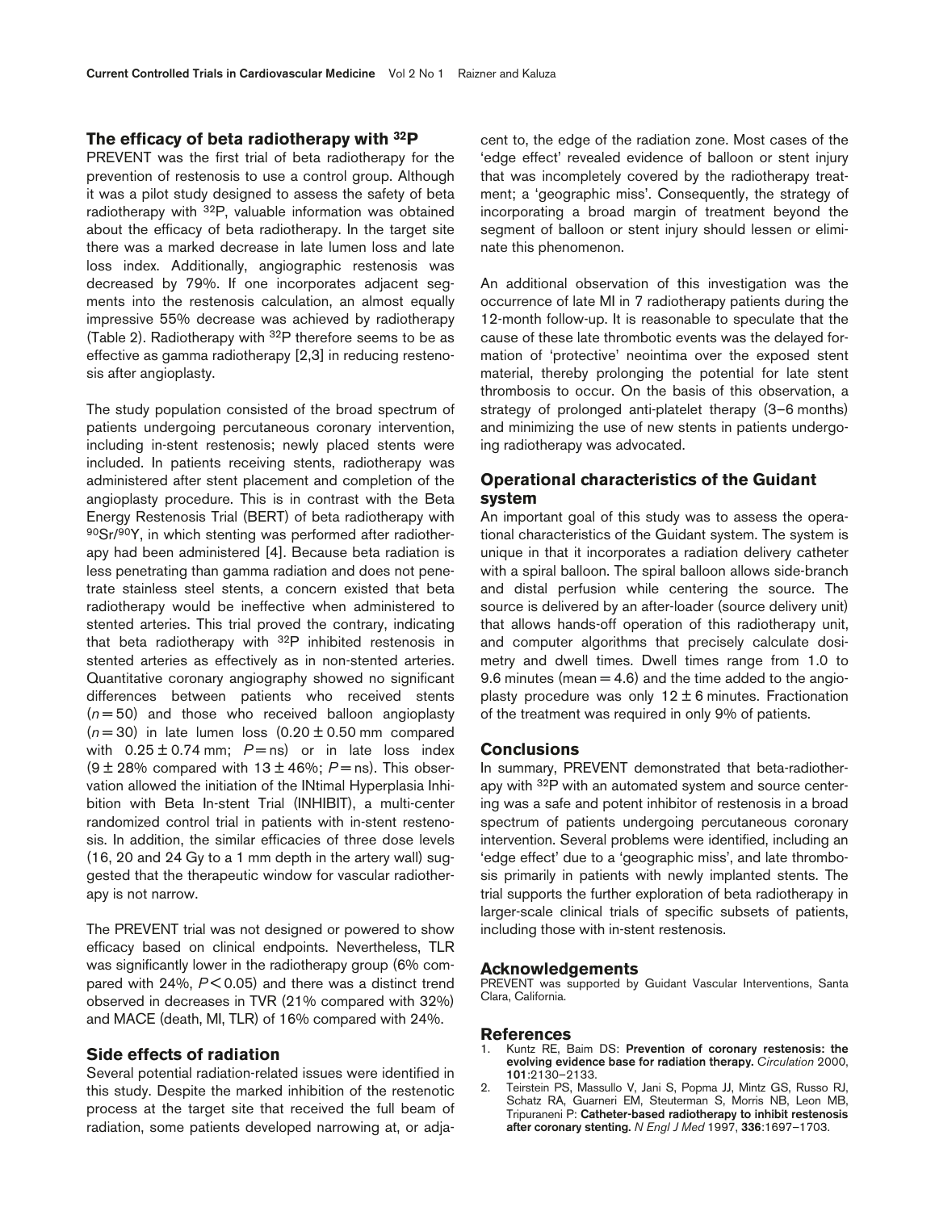## The efficacy of beta radiotherapy with $^{32}P$

PREVENT was the first trial of beta radiotherapy for the prevention of restenosis to use a control group. Although it was a pilot study designed to assess the safety of beta radiotherapy with $^{32}P$, valuable information was obtained about the efficacy of beta radiotherapy. In the target site there was a marked decrease in late lumen loss and late loss index. Additionally, angiographic restenosis was decreased by 79%. If one incorporates adjacent segments into the restenosis calculation, an almost equally impressive 55% decrease was achieved by radiotherapy (Table 2). Radiotherapy with $^{32}P$ therefore seems to be as effective as gamma radiotherapy [2,3] in reducing restenosis after angioplasty.

The study population consisted of the broad spectrum of patients undergoing percutaneous coronary intervention, including in-stent restenosis; newly placed stents were included. In patients receiving stents, radiotherapy was administered after stent placement and completion of the angioplasty procedure. This is in contrast with the Beta Energy Restenosis Trial (BERT) of beta radiotherapy with $^{90}Sr/^{90}Y$, in which stenting was performed after radiotherapy had been administered [4]. Because beta radiation is less penetrating than gamma radiation and does not penetrate stainless steel stents, a concern existed that beta radiotherapy would be ineffective when administered to stented arteries. This trial proved the contrary, indicating that beta radiotherapy with $^{32}P$ inhibited restenosis in stented arteries as effectively as in non-stented arteries. Quantitative coronary angiography showed no significant differences between patients who received stents ($n = 50$) and those who received balloon angioplasty ($n = 30$) in late lumen loss ($0.20 \pm 0.50$ mm compared with $0.25 \pm 0.74$ mm; $P =$ ns) or in late loss index ($9 \pm 28\%$ compared with $13 \pm 46\%$; $P =$ ns). This observation allowed the initiation of the INtimal Hyperplasia Inhibition with Beta In-stent Trial (INHIBIT), a multi-center randomized control trial in patients with in-stent restenosis. In addition, the similar efficacies of three dose levels (16, 20 and 24 Gy to a 1 mm depth in the artery wall) suggested that the therapeutic window for vascular radiotherapy is not narrow.

The PREVENT trial was not designed or powered to show efficacy based on clinical endpoints. Nevertheless, TLR was significantly lower in the radiotherapy group (6% compared with 24%, $P < 0.05$) and there was a distinct trend observed in decreases in TVR (21% compared with 32%) and MACE (death, MI, TLR) of 16% compared with 24%.

## Side effects of radiation

Several potential radiation-related issues were identified in this study. Despite the marked inhibition of the restenotic process at the target site that received the full beam of radiation, some patients developed narrowing at, or adjacent to, the edge of the radiation zone. Most cases of the 'edge effect' revealed evidence of balloon or stent injury that was incompletely covered by the radiotherapy treatment; a 'geographic miss'. Consequently, the strategy of incorporating a broad margin of treatment beyond the segment of balloon or stent injury should lessen or eliminate this phenomenon.

An additional observation of this investigation was the occurrence of late MI in 7 radiotherapy patients during the 12-month follow-up. It is reasonable to speculate that the cause of these late thrombotic events was the delayed formation of 'protective' neointima over the exposed stent material, thereby prolonging the potential for late stent thrombosis to occur. On the basis of this observation, a strategy of prolonged anti-platelet therapy (3–6 months) and minimizing the use of new stents in patients undergoing radiotherapy was advocated.

## Operational characteristics of the Guidant system

An important goal of this study was to assess the operational characteristics of the Guidant system. The system is unique in that it incorporates a radiation delivery catheter with a spiral balloon. The spiral balloon allows side-branch and distal perfusion while centering the source. The source is delivered by an after-loader (source delivery unit) that allows hands-off operation of this radiotherapy unit, and computer algorithms that precisely calculate dosimetry and dwell times. Dwell times range from 1.0 to 9.6 minutes (mean = 4.6) and the time added to the angioplasty procedure was only $12 \pm 6$ minutes. Fractionation of the treatment was required in only 9% of patients.

## Conclusions

In summary, PREVENT demonstrated that beta-radiotherapy with $^{32}P$ with an automated system and source centering was a safe and potent inhibitor of restenosis in a broad spectrum of patients undergoing percutaneous coronary intervention. Several problems were identified, including an 'edge effect' due to a 'geographic miss', and late thrombosis primarily in patients with newly implanted stents. The trial supports the further exploration of beta radiotherapy in larger-scale clinical trials of specific subsets of patients, including those with in-stent restenosis.

## Acknowledgements

PREVENT was supported by Guidant Vascular Interventions, Santa Clara, California.

## References

1. Kuntz RE, Baim DS: **Prevention of coronary restenosis: the evolving evidence base for radiation therapy.** *Circulation* 2000, **101**:2130–2133.
2. Teirstein PS, Massullo V, Jani S, Popma JJ, Mintz GS, Russo RJ, Schatz RA, Guarneri EM, Steuterman S, Morris NB, Leon MB, Tripuraneni P: **Catheter-based radiotherapy to inhibit restenosis after coronary stenting.** *N Engl J Med* 1997, **336**:1697–1703.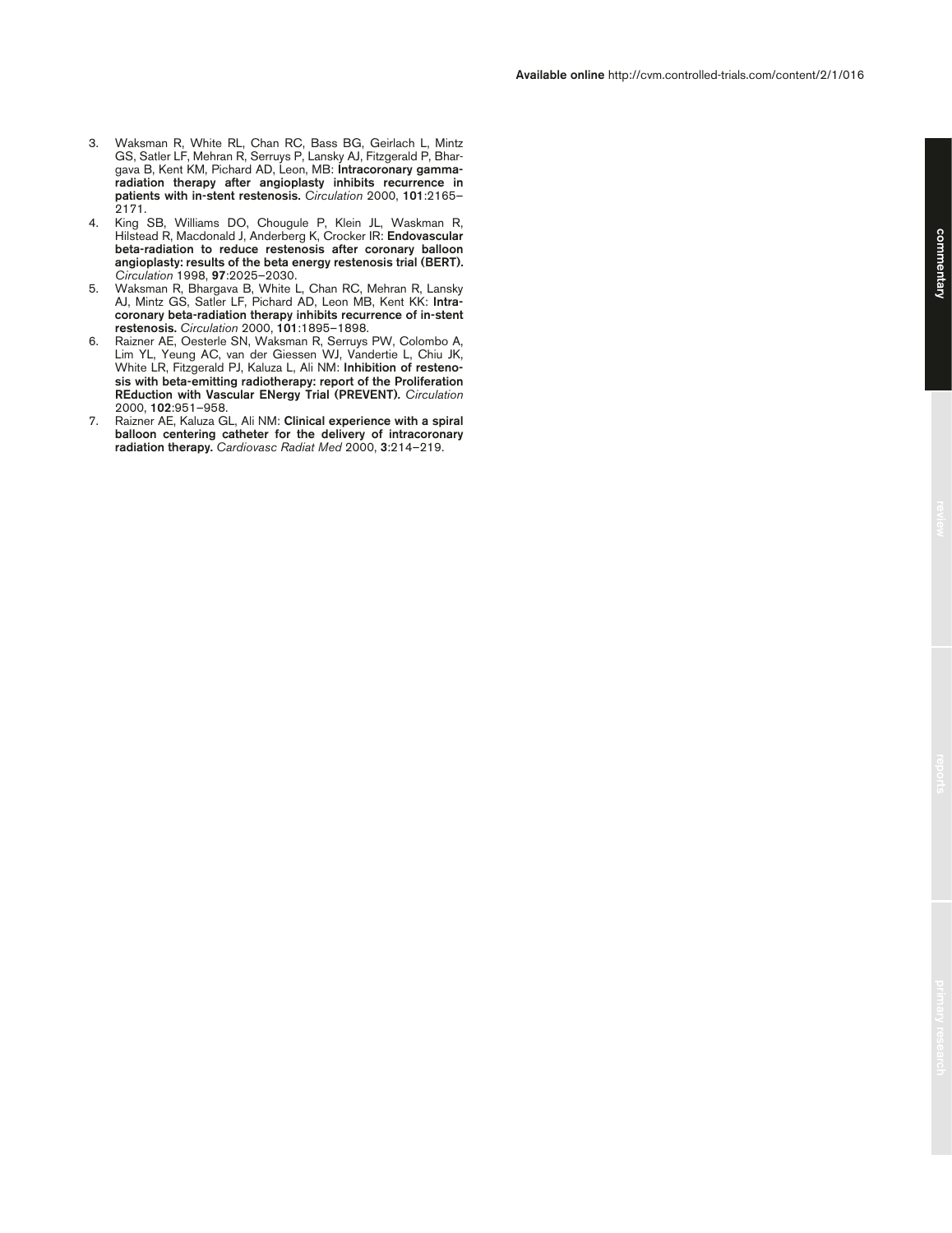3. Waksman R, White RL, Chan RC, Bass BG, Geirlach L, Mintz GS, Satler LF, Mehran R, Serruys P, Lansky AJ, Fitzgerald P, Bhargava B, Kent KM, Pichard AD, Leon, MB: **Intracoronary gamma-radiation therapy after angioplasty inhibits recurrence in patients with in-stent restenosis.** *Circulation* 2000, **101**:2165–2171.
4. King SB, Williams DO, Chougule P, Klein JL, Waskman R, Hilstead R, Macdonald J, Anderberg K, Crocker IR: **Endovascular beta-radiation to reduce restenosis after coronary balloon angioplasty: results of the beta energy restenosis trial (BERT).** *Circulation* 1998, **97**:2025–2030.
5. Waksman R, Bhargava B, White L, Chan RC, Mehran R, Lansky AJ, Mintz GS, Satler LF, Pichard AD, Leon MB, Kent KK: **Intracoronary beta-radiation therapy inhibits recurrence of in-stent restenosis.** *Circulation* 2000, **101**:1895–1898.
6. Raizner AE, Oesterle SN, Waksman R, Serruys PW, Colombo A, Lim YL, Yeung AC, van der Giessen WJ, Vandertie L, Chiu JK, White LR, Fitzgerald PJ, Kaluza L, Ali NM: **Inhibition of restenosis with beta-emitting radiotherapy: report of the Proliferation REduction with Vascular ENergy Trial (PREVENT).** *Circulation* 2000, **102**:951–958.
7. Raizner AE, Kaluza GL, Ali NM: **Clinical experience with a spiral balloon centering catheter for the delivery of intracoronary radiation therapy.** *Cardiovasc Radiat Med* 2000, **3**:214–219.